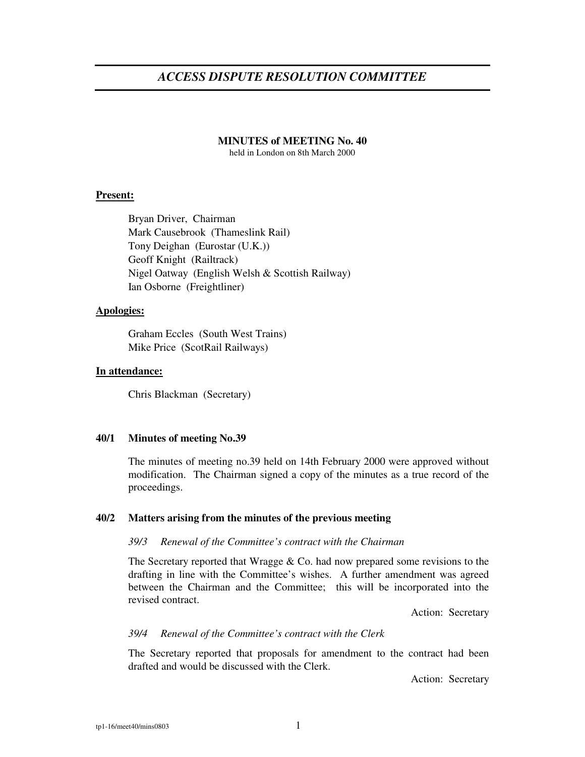# *ACCESS DISPUTE RESOLUTION COMMITTEE*

**MINUTES of MEETING No. 40**
held in London on 8th March 2000

**Present:**

Bryan Driver, Chairman
Mark Causebrook (Thameslink Rail)
Tony Deighan (Eurostar (U.K.))
Geoff Knight (Railtrack)
Nigel Oatway (English Welsh & Scottish Railway)
Ian Osborne (Freightliner)

**Apologies:**

Graham Eccles (South West Trains)
Mike Price (ScotRail Railways)

**In attendance:**

Chris Blackman (Secretary)

### 40/1 Minutes of meeting No.39

The minutes of meeting no.39 held on 14th February 2000 were approved without modification. The Chairman signed a copy of the minutes as a true record of the proceedings.

### 40/2 Matters arising from the minutes of the previous meeting

*39/3 Renewal of the Committee's contract with the Chairman*

The Secretary reported that Wragge & Co. had now prepared some revisions to the drafting in line with the Committee's wishes. A further amendment was agreed between the Chairman and the Committee; this will be incorporated into the revised contract.

Action: Secretary

*39/4 Renewal of the Committee's contract with the Clerk*

The Secretary reported that proposals for amendment to the contract had been drafted and would be discussed with the Clerk.

Action: Secretary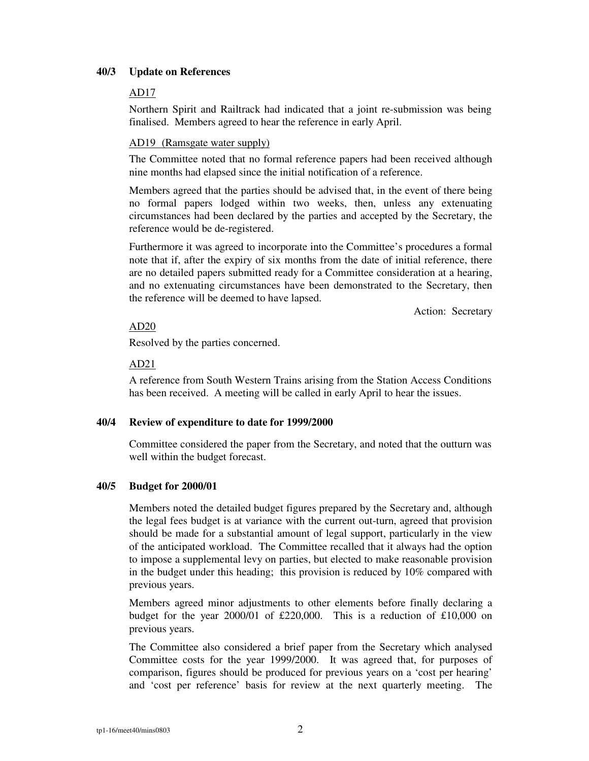## 40/3 Update on References

AD17

Northern Spirit and Railtrack had indicated that a joint re-submission was being finalised. Members agreed to hear the reference in early April.

AD19 (Ramsgate water supply)

The Committee noted that no formal reference papers had been received although nine months had elapsed since the initial notification of a reference.

Members agreed that the parties should be advised that, in the event of there being no formal papers lodged within two weeks, then, unless any extenuating circumstances had been declared by the parties and accepted by the Secretary, the reference would be de-registered.

Furthermore it was agreed to incorporate into the Committee's procedures a formal note that if, after the expiry of six months from the date of initial reference, there are no detailed papers submitted ready for a Committee consideration at a hearing, and no extenuating circumstances have been demonstrated to the Secretary, then the reference will be deemed to have lapsed.

Action: Secretary

AD20

Resolved by the parties concerned.

AD21

A reference from South Western Trains arising from the Station Access Conditions has been received. A meeting will be called in early April to hear the issues.

## 40/4 Review of expenditure to date for 1999/2000

Committee considered the paper from the Secretary, and noted that the outturn was well within the budget forecast.

## 40/5 Budget for 2000/01

Members noted the detailed budget figures prepared by the Secretary and, although the legal fees budget is at variance with the current out-turn, agreed that provision should be made for a substantial amount of legal support, particularly in the view of the anticipated workload. The Committee recalled that it always had the option to impose a supplemental levy on parties, but elected to make reasonable provision in the budget under this heading; this provision is reduced by 10% compared with previous years.

Members agreed minor adjustments to other elements before finally declaring a budget for the year 2000/01 of £220,000. This is a reduction of £10,000 on previous years.

The Committee also considered a brief paper from the Secretary which analysed Committee costs for the year 1999/2000. It was agreed that, for purposes of comparison, figures should be produced for previous years on a 'cost per hearing' and 'cost per reference' basis for review at the next quarterly meeting. The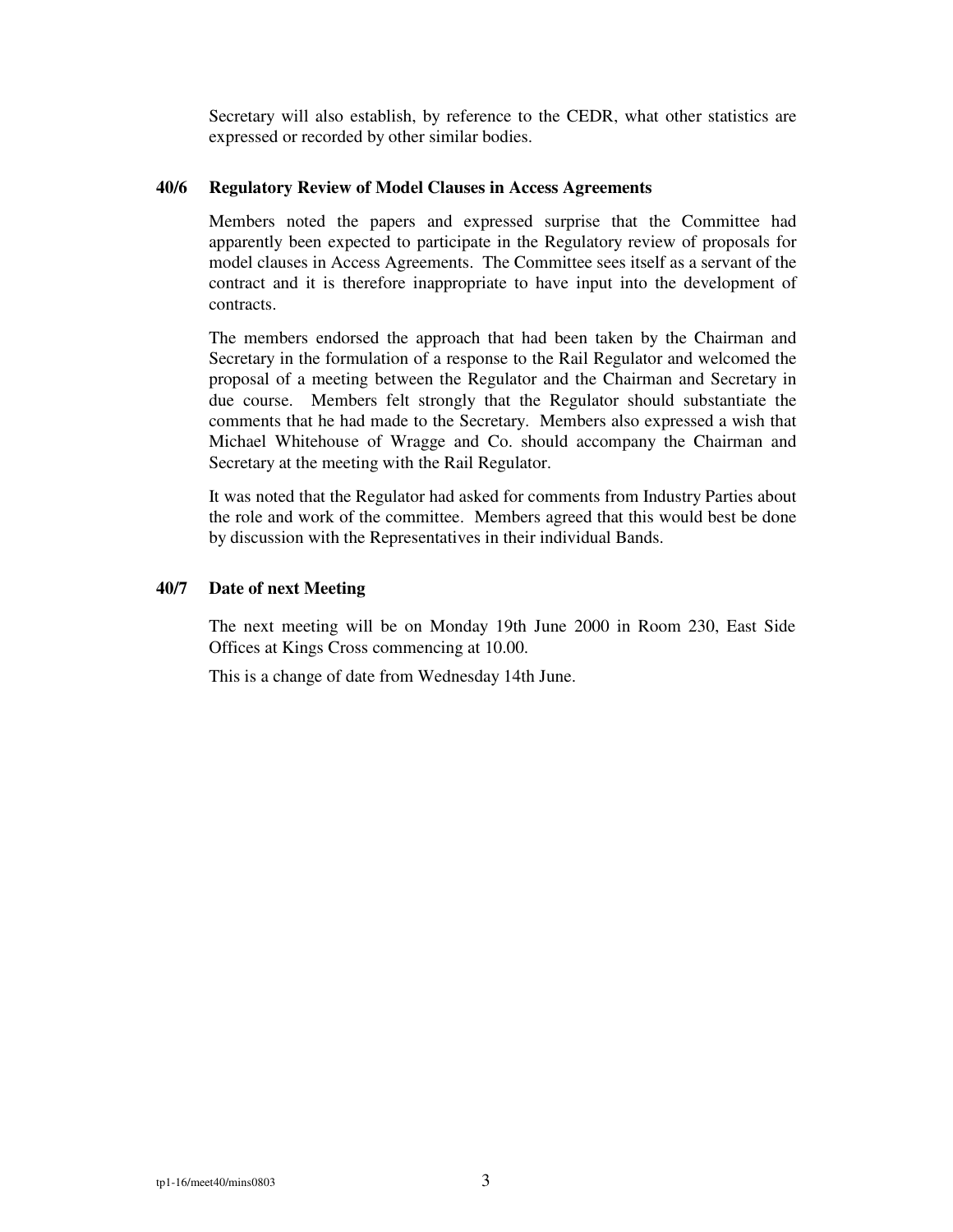Secretary will also establish, by reference to the CEDR, what other statistics are expressed or recorded by other similar bodies.

**40/6 Regulatory Review of Model Clauses in Access Agreements**

Members noted the papers and expressed surprise that the Committee had apparently been expected to participate in the Regulatory review of proposals for model clauses in Access Agreements. The Committee sees itself as a servant of the contract and it is therefore inappropriate to have input into the development of contracts.

The members endorsed the approach that had been taken by the Chairman and Secretary in the formulation of a response to the Rail Regulator and welcomed the proposal of a meeting between the Regulator and the Chairman and Secretary in due course. Members felt strongly that the Regulator should substantiate the comments that he had made to the Secretary. Members also expressed a wish that Michael Whitehouse of Wragge and Co. should accompany the Chairman and Secretary at the meeting with the Rail Regulator.

It was noted that the Regulator had asked for comments from Industry Parties about the role and work of the committee. Members agreed that this would best be done by discussion with the Representatives in their individual Bands.

**40/7 Date of next Meeting**

The next meeting will be on Monday 19th June 2000 in Room 230, East Side Offices at Kings Cross commencing at 10.00.

This is a change of date from Wednesday 14th June.